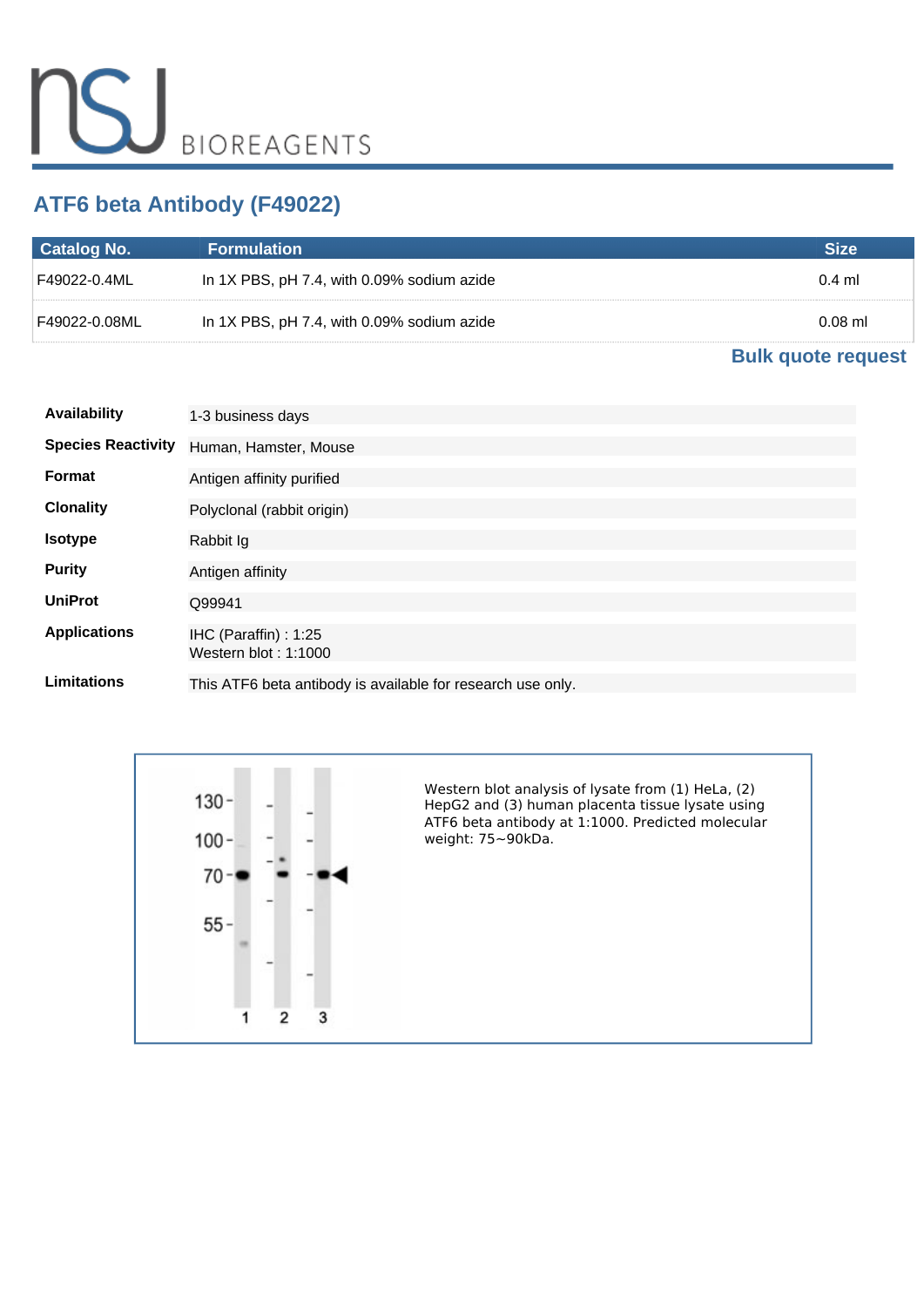# ATF6 beta Antibody (F49022)

| Catalog No. | Formulation | Size |
|---|---|---|
| F49022-0.4ML | In 1X PBS, pH 7.4, with 0.09% sodium azide | 0.4 ml |
| F49022-0.08ML | In 1X PBS, pH 7.4, with 0.09% sodium azide | 0.08 ml |

**Bulk quote request**

| | |
|---|---|
| **Availability** | 1-3 business days |
| **Species Reactivity** | Human, Hamster, Mouse |
| **Format** | Antigen affinity purified |
| **Clonality** | Polyclonal (rabbit origin) |
| **Isotype** | Rabbit Ig |
| **Purity** | Antigen affinity |
| **UniProt** | Q99941 |
| **Applications** | IHC (Paraffin) : 1:25<br>Western blot : 1:1000 |
| **Limitations** | This ATF6 beta antibody is available for research use only. |

Western blot analysis of lysate from (1) HeLa, (2) HepG2 and (3) human placenta tissue lysate using ATF6 beta antibody at 1:1000. Predicted molecular weight: 75~90kDa.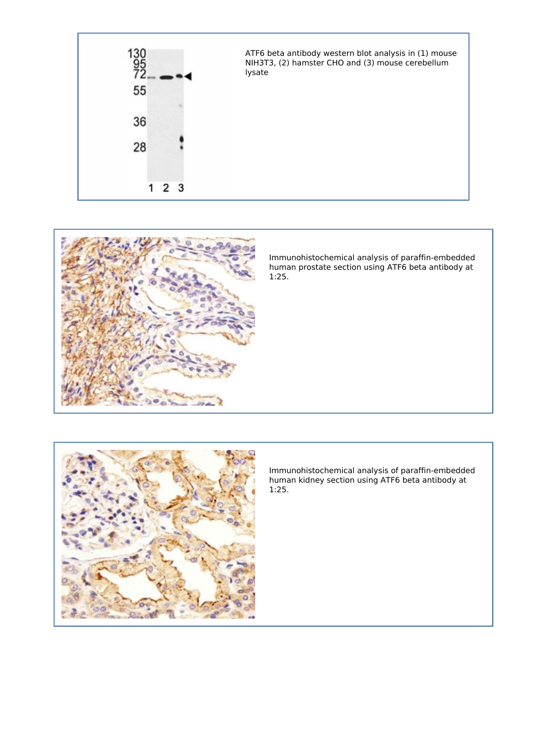ATF6 beta antibody western blot analysis in (1) mouse NIH3T3, (2) hamster CHO and (3) mouse cerebellum lysate

Immunohistochemical analysis of paraffin-embedded human prostate section using ATF6 beta antibody at 1:25.

Immunohistochemical analysis of paraffin-embedded human kidney section using ATF6 beta antibody at 1:25.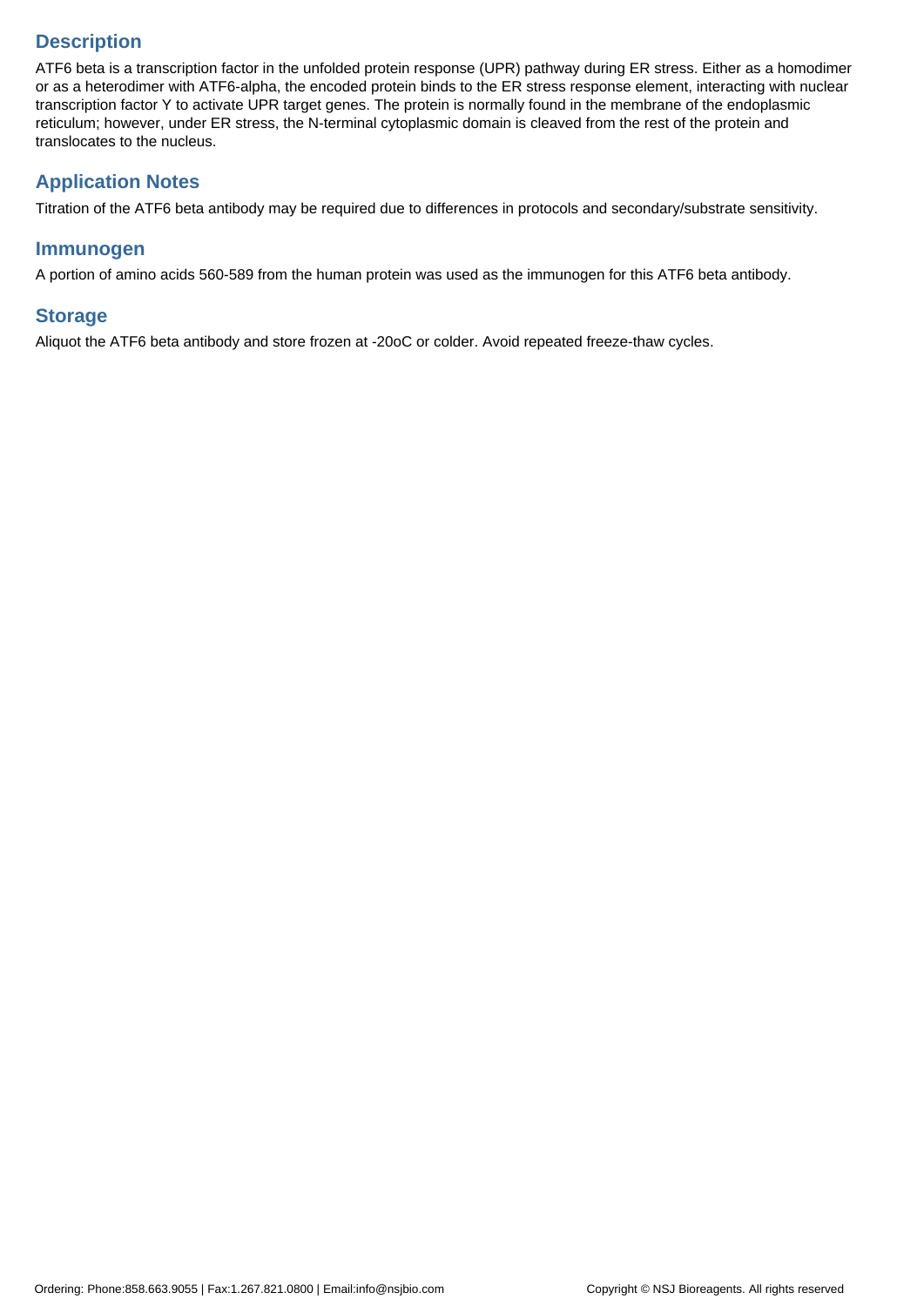## Description

ATF6 beta is a transcription factor in the unfolded protein response (UPR) pathway during ER stress. Either as a homodimer or as a heterodimer with ATF6-alpha, the encoded protein binds to the ER stress response element, interacting with nuclear transcription factor Y to activate UPR target genes. The protein is normally found in the membrane of the endoplasmic reticulum; however, under ER stress, the N-terminal cytoplasmic domain is cleaved from the rest of the protein and translocates to the nucleus.

## Application Notes

Titration of the ATF6 beta antibody may be required due to differences in protocols and secondary/substrate sensitivity.

## Immunogen

A portion of amino acids 560-589 from the human protein was used as the immunogen for this ATF6 beta antibody.

## Storage

Aliquot the ATF6 beta antibody and store frozen at -20oC or colder. Avoid repeated freeze-thaw cycles.